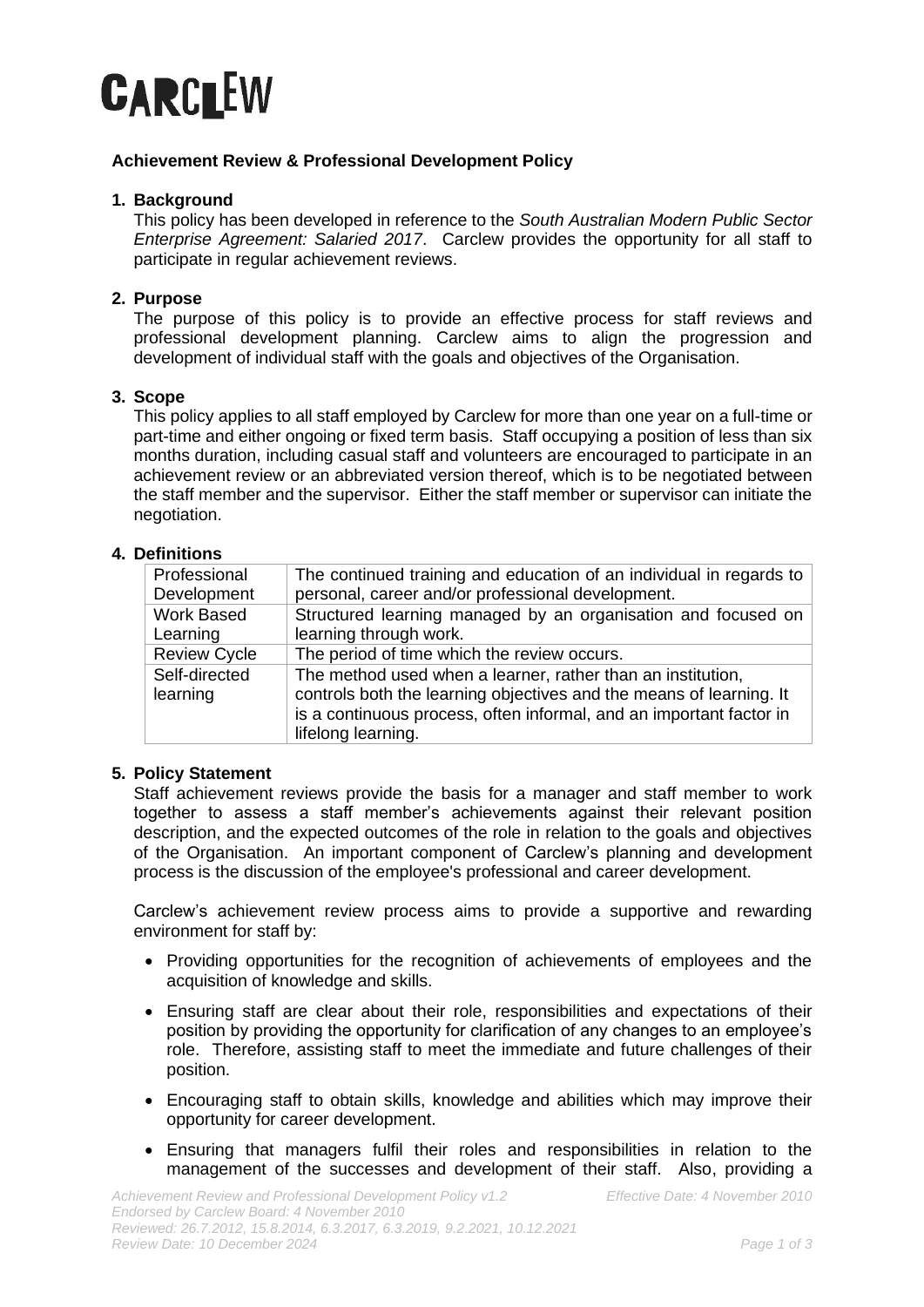# CARCLEW

**Achievement Review & Professional Development Policy**

## 1. Background

This policy has been developed in reference to the *South Australian Modern Public Sector Enterprise Agreement: Salaried 2017*. Carclew provides the opportunity for all staff to participate in regular achievement reviews.

## 2. Purpose

The purpose of this policy is to provide an effective process for staff reviews and professional development planning. Carclew aims to align the progression and development of individual staff with the goals and objectives of the Organisation.

## 3. Scope

This policy applies to all staff employed by Carclew for more than one year on a full-time or part-time and either ongoing or fixed term basis. Staff occupying a position of less than six months duration, including casual staff and volunteers are encouraged to participate in an achievement review or an abbreviated version thereof, which is to be negotiated between the staff member and the supervisor. Either the staff member or supervisor can initiate the negotiation.

## 4. Definitions

| Term | Definition |
|---|---|
| Professional Development | The continued training and education of an individual in regards to personal, career and/or professional development. |
| Work Based Learning | Structured learning managed by an organisation and focused on learning through work. |
| Review Cycle | The period of time which the review occurs. |
| Self-directed learning | The method used when a learner, rather than an institution, controls both the learning objectives and the means of learning. It is a continuous process, often informal, and an important factor in lifelong learning. |

## 5. Policy Statement

Staff achievement reviews provide the basis for a manager and staff member to work together to assess a staff member's achievements against their relevant position description, and the expected outcomes of the role in relation to the goals and objectives of the Organisation. An important component of Carclew's planning and development process is the discussion of the employee's professional and career development.

Carclew's achievement review process aims to provide a supportive and rewarding environment for staff by:

- Providing opportunities for the recognition of achievements of employees and the acquisition of knowledge and skills.
- Ensuring staff are clear about their role, responsibilities and expectations of their position by providing the opportunity for clarification of any changes to an employee's role. Therefore, assisting staff to meet the immediate and future challenges of their position.
- Encouraging staff to obtain skills, knowledge and abilities which may improve their opportunity for career development.
- Ensuring that managers fulfil their roles and responsibilities in relation to the management of the successes and development of their staff. Also, providing a

*Achievement Review and Professional Development Policy v1.2* *Effective Date: 4 November 2010*
*Endorsed by Carclew Board: 4 November 2010*
*Reviewed: 26.7.2012, 15.8.2014, 6.3.2017, 6.3.2019, 9.2.2021, 10.12.2021*
*Review Date: 10 December 2024*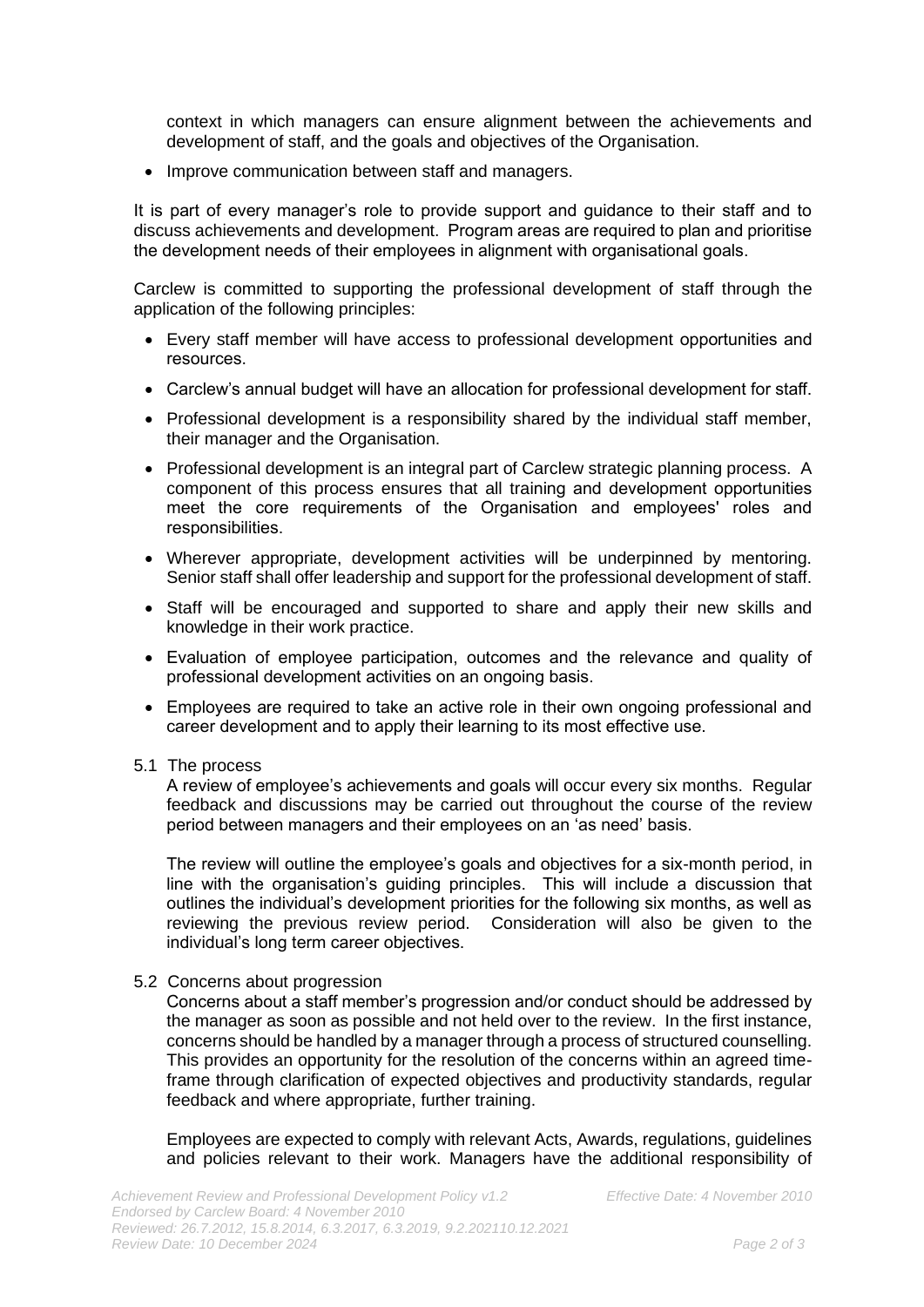context in which managers can ensure alignment between the achievements and development of staff, and the goals and objectives of the Organisation.

- Improve communication between staff and managers.

It is part of every manager's role to provide support and guidance to their staff and to discuss achievements and development. Program areas are required to plan and prioritise the development needs of their employees in alignment with organisational goals.

Carclew is committed to supporting the professional development of staff through the application of the following principles:

- Every staff member will have access to professional development opportunities and resources.
- Carclew's annual budget will have an allocation for professional development for staff.
- Professional development is a responsibility shared by the individual staff member, their manager and the Organisation.
- Professional development is an integral part of Carclew strategic planning process. A component of this process ensures that all training and development opportunities meet the core requirements of the Organisation and employees' roles and responsibilities.
- Wherever appropriate, development activities will be underpinned by mentoring. Senior staff shall offer leadership and support for the professional development of staff.
- Staff will be encouraged and supported to share and apply their new skills and knowledge in their work practice.
- Evaluation of employee participation, outcomes and the relevance and quality of professional development activities on an ongoing basis.
- Employees are required to take an active role in their own ongoing professional and career development and to apply their learning to its most effective use.

### 5.1 The process

A review of employee's achievements and goals will occur every six months. Regular feedback and discussions may be carried out throughout the course of the review period between managers and their employees on an 'as need' basis.

The review will outline the employee's goals and objectives for a six-month period, in line with the organisation's guiding principles. This will include a discussion that outlines the individual's development priorities for the following six months, as well as reviewing the previous review period. Consideration will also be given to the individual's long term career objectives.

### 5.2 Concerns about progression

Concerns about a staff member's progression and/or conduct should be addressed by the manager as soon as possible and not held over to the review. In the first instance, concerns should be handled by a manager through a process of structured counselling. This provides an opportunity for the resolution of the concerns within an agreed time-frame through clarification of expected objectives and productivity standards, regular feedback and where appropriate, further training.

Employees are expected to comply with relevant Acts, Awards, regulations, guidelines and policies relevant to their work. Managers have the additional responsibility of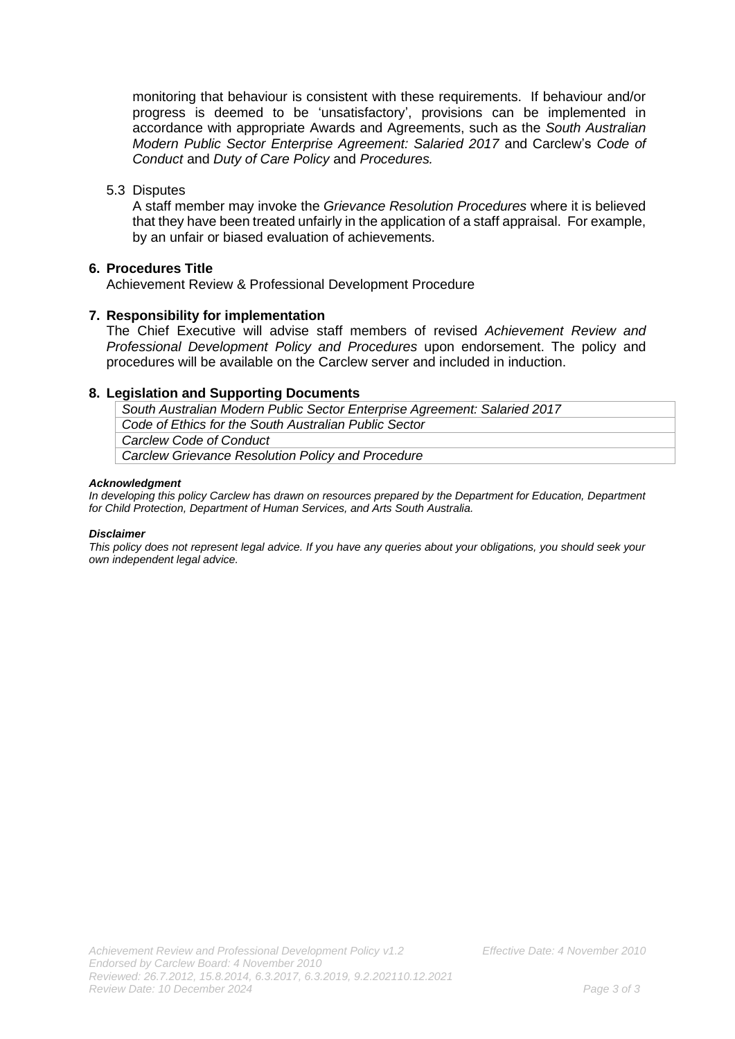monitoring that behaviour is consistent with these requirements. If behaviour and/or progress is deemed to be 'unsatisfactory', provisions can be implemented in accordance with appropriate Awards and Agreements, such as the *South Australian Modern Public Sector Enterprise Agreement: Salaried 2017* and Carclew's *Code of Conduct* and *Duty of Care Policy* and *Procedures.*

5.3 Disputes

A staff member may invoke the *Grievance Resolution Procedures* where it is believed that they have been treated unfairly in the application of a staff appraisal. For example, by an unfair or biased evaluation of achievements.

## 6. Procedures Title

Achievement Review & Professional Development Procedure

## 7. Responsibility for implementation

The Chief Executive will advise staff members of revised *Achievement Review and Professional Development Policy and Procedures* upon endorsement. The policy and procedures will be available on the Carclew server and included in induction.

## 8. Legislation and Supporting Documents

| |
|---|
| *South Australian Modern Public Sector Enterprise Agreement: Salaried 2017* |
| *Code of Ethics for the South Australian Public Sector* |
| *Carclew Code of Conduct* |
| *Carclew Grievance Resolution Policy and Procedure* |

***Acknowledgment***

*In developing this policy Carclew has drawn on resources prepared by the Department for Education, Department for Child Protection, Department of Human Services, and Arts South Australia.*

***Disclaimer***

*This policy does not represent legal advice. If you have any queries about your obligations, you should seek your own independent legal advice.*

*Achievement Review and Professional Development Policy v1.2* *Effective Date: 4 November 2010*
*Endorsed by Carclew Board: 4 November 2010*
*Reviewed: 26.7.2012, 15.8.2014, 6.3.2017, 6.3.2019, 9.2.202110.12.2021*
*Review Date: 10 December 2024*